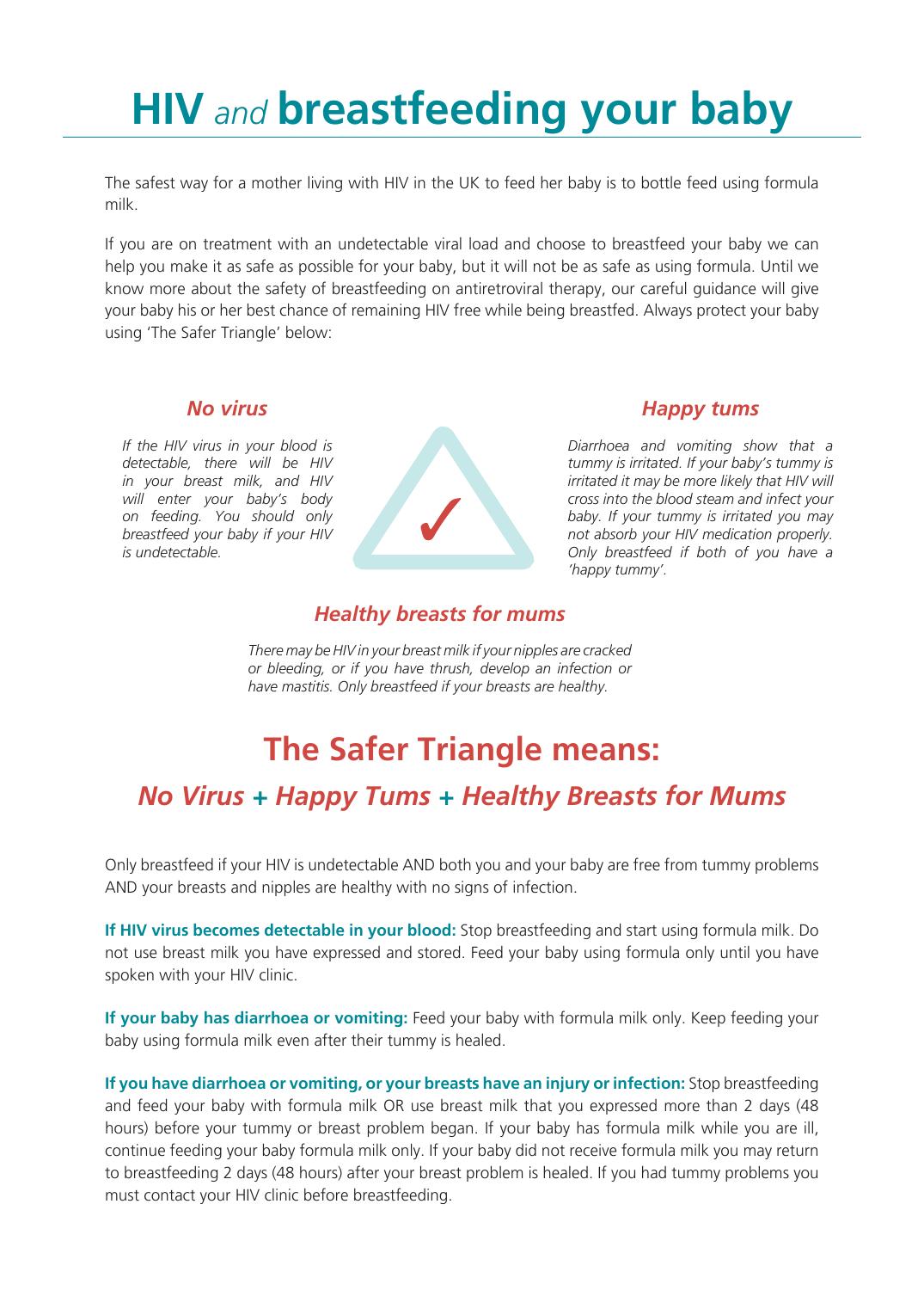# HIV *and* breastfeeding your baby

The safest way for a mother living with HIV in the UK to feed her baby is to bottle feed using formula milk.

If you are on treatment with an undetectable viral load and choose to breastfeed your baby we can help you make it as safe as possible for your baby, but it will not be as safe as using formula. Until we know more about the safety of breastfeeding on antiretroviral therapy, our careful guidance will give your baby his or her best chance of remaining HIV free while being breastfed. Always protect your baby using 'The Safer Triangle' below:

### *No virus*

*If the HIV virus in your blood is detectable, there will be HIV in your breast milk, and HIV will enter your baby's body on feeding. You should only breastfeed your baby if your HIV is undetectable.*

### *Happy tums*

*Diarrhoea and vomiting show that a tummy is irritated. If your baby's tummy is irritated it may be more likely that HIV will cross into the blood steam and infect your baby. If your tummy is irritated you may not absorb your HIV medication properly. Only breastfeed if both of you have a 'happy tummy'.*

### *Healthy breasts for mums*

*There may be HIV in your breast milk if your nipples are cracked or bleeding, or if you have thrush, develop an infection or have mastitis. Only breastfeed if your breasts are healthy.*

## The Safer Triangle means:

### *No Virus* + *Happy Tums* + *Healthy Breasts for Mums*

Only breastfeed if your HIV is undetectable AND both you and your baby are free from tummy problems AND your breasts and nipples are healthy with no signs of infection.

**If HIV virus becomes detectable in your blood:** Stop breastfeeding and start using formula milk. Do not use breast milk you have expressed and stored. Feed your baby using formula only until you have spoken with your HIV clinic.

**If your baby has diarrhoea or vomiting:** Feed your baby with formula milk only. Keep feeding your baby using formula milk even after their tummy is healed.

**If you have diarrhoea or vomiting, or your breasts have an injury or infection:** Stop breastfeeding and feed your baby with formula milk OR use breast milk that you expressed more than 2 days (48 hours) before your tummy or breast problem began. If your baby has formula milk while you are ill, continue feeding your baby formula milk only. If your baby did not receive formula milk you may return to breastfeeding 2 days (48 hours) after your breast problem is healed. If you had tummy problems you must contact your HIV clinic before breastfeeding.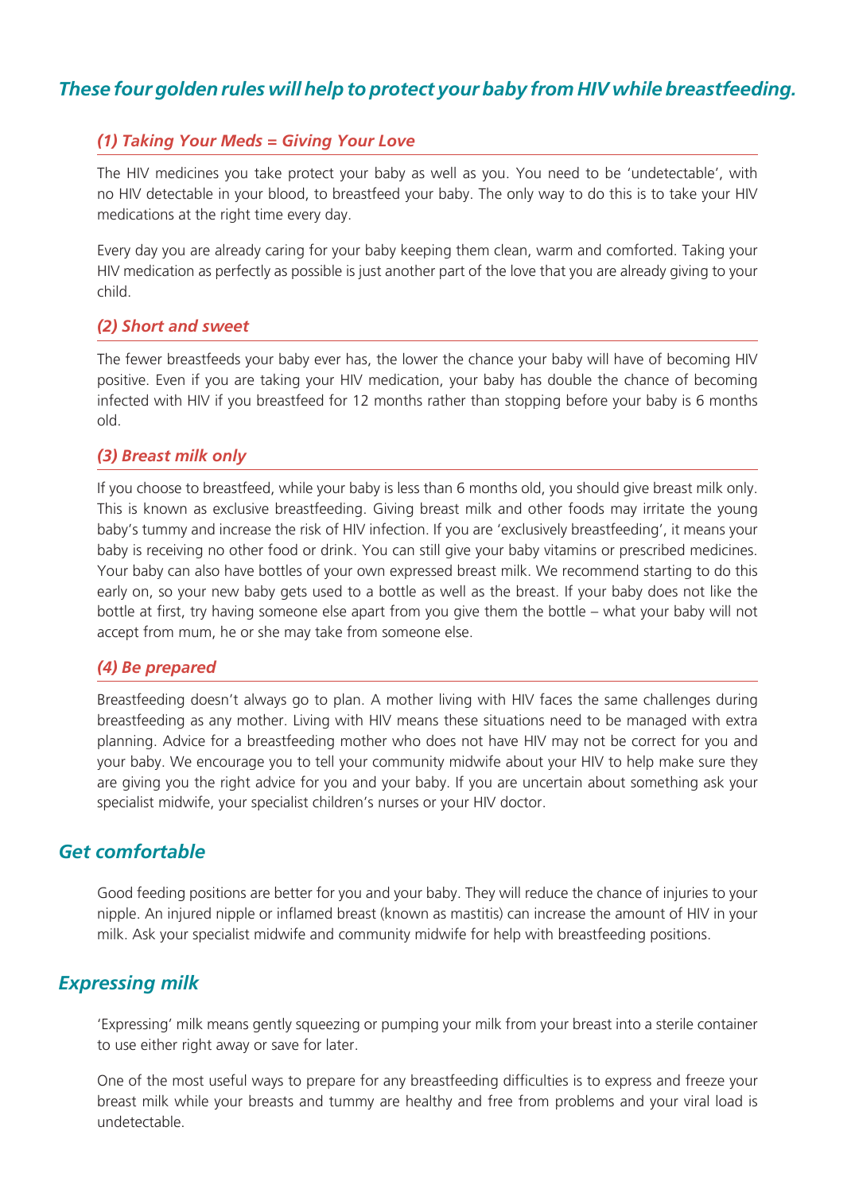## *These four golden rules will help to protect your baby from HIV while breastfeeding.*

### *(1) Taking Your Meds = Giving Your Love*

The HIV medicines you take protect your baby as well as you. You need to be 'undetectable', with no HIV detectable in your blood, to breastfeed your baby. The only way to do this is to take your HIV medications at the right time every day.

Every day you are already caring for your baby keeping them clean, warm and comforted. Taking your HIV medication as perfectly as possible is just another part of the love that you are already giving to your child.

### *(2) Short and sweet*

The fewer breastfeeds your baby ever has, the lower the chance your baby will have of becoming HIV positive. Even if you are taking your HIV medication, your baby has double the chance of becoming infected with HIV if you breastfeed for 12 months rather than stopping before your baby is 6 months old.

### *(3) Breast milk only*

If you choose to breastfeed, while your baby is less than 6 months old, you should give breast milk only. This is known as exclusive breastfeeding. Giving breast milk and other foods may irritate the young baby's tummy and increase the risk of HIV infection. If you are 'exclusively breastfeeding', it means your baby is receiving no other food or drink. You can still give your baby vitamins or prescribed medicines. Your baby can also have bottles of your own expressed breast milk. We recommend starting to do this early on, so your new baby gets used to a bottle as well as the breast. If your baby does not like the bottle at first, try having someone else apart from you give them the bottle – what your baby will not accept from mum, he or she may take from someone else.

### *(4) Be prepared*

Breastfeeding doesn't always go to plan. A mother living with HIV faces the same challenges during breastfeeding as any mother. Living with HIV means these situations need to be managed with extra planning. Advice for a breastfeeding mother who does not have HIV may not be correct for you and your baby. We encourage you to tell your community midwife about your HIV to help make sure they are giving you the right advice for you and your baby. If you are uncertain about something ask your specialist midwife, your specialist children's nurses or your HIV doctor.

## *Get comfortable*

Good feeding positions are better for you and your baby. They will reduce the chance of injuries to your nipple. An injured nipple or inflamed breast (known as mastitis) can increase the amount of HIV in your milk. Ask your specialist midwife and community midwife for help with breastfeeding positions.

## *Expressing milk*

'Expressing' milk means gently squeezing or pumping your milk from your breast into a sterile container to use either right away or save for later.

One of the most useful ways to prepare for any breastfeeding difficulties is to express and freeze your breast milk while your breasts and tummy are healthy and free from problems and your viral load is undetectable.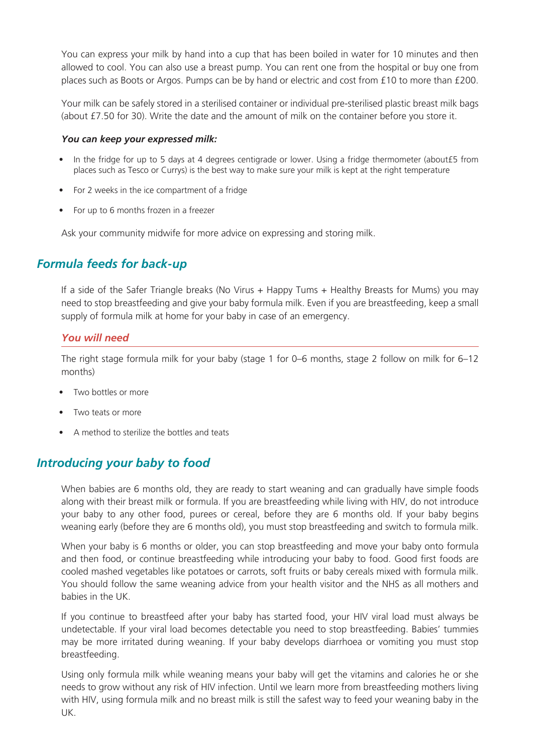You can express your milk by hand into a cup that has been boiled in water for 10 minutes and then allowed to cool. You can also use a breast pump. You can rent one from the hospital or buy one from places such as Boots or Argos. Pumps can be by hand or electric and cost from £10 to more than £200.

Your milk can be safely stored in a sterilised container or individual pre-sterilised plastic breast milk bags (about £7.50 for 30). Write the date and the amount of milk on the container before you store it.

***You can keep your expressed milk:***

- In the fridge for up to 5 days at 4 degrees centigrade or lower. Using a fridge thermometer (about£5 from places such as Tesco or Currys) is the best way to make sure your milk is kept at the right temperature
- For 2 weeks in the ice compartment of a fridge
- For up to 6 months frozen in a freezer

Ask your community midwife for more advice on expressing and storing milk.

## *Formula feeds for back-up*

If a side of the Safer Triangle breaks (No Virus + Happy Tums + Healthy Breasts for Mums) you may need to stop breastfeeding and give your baby formula milk. Even if you are breastfeeding, keep a small supply of formula milk at home for your baby in case of an emergency.

### *You will need*

The right stage formula milk for your baby (stage 1 for 0–6 months, stage 2 follow on milk for 6–12 months)

- Two bottles or more
- Two teats or more
- A method to sterilize the bottles and teats

## *Introducing your baby to food*

When babies are 6 months old, they are ready to start weaning and can gradually have simple foods along with their breast milk or formula. If you are breastfeeding while living with HIV, do not introduce your baby to any other food, purees or cereal, before they are 6 months old. If your baby begins weaning early (before they are 6 months old), you must stop breastfeeding and switch to formula milk.

When your baby is 6 months or older, you can stop breastfeeding and move your baby onto formula and then food, or continue breastfeeding while introducing your baby to food. Good first foods are cooled mashed vegetables like potatoes or carrots, soft fruits or baby cereals mixed with formula milk. You should follow the same weaning advice from your health visitor and the NHS as all mothers and babies in the UK.

If you continue to breastfeed after your baby has started food, your HIV viral load must always be undetectable. If your viral load becomes detectable you need to stop breastfeeding. Babies' tummies may be more irritated during weaning. If your baby develops diarrhoea or vomiting you must stop breastfeeding.

Using only formula milk while weaning means your baby will get the vitamins and calories he or she needs to grow without any risk of HIV infection. Until we learn more from breastfeeding mothers living with HIV, using formula milk and no breast milk is still the safest way to feed your weaning baby in the UK.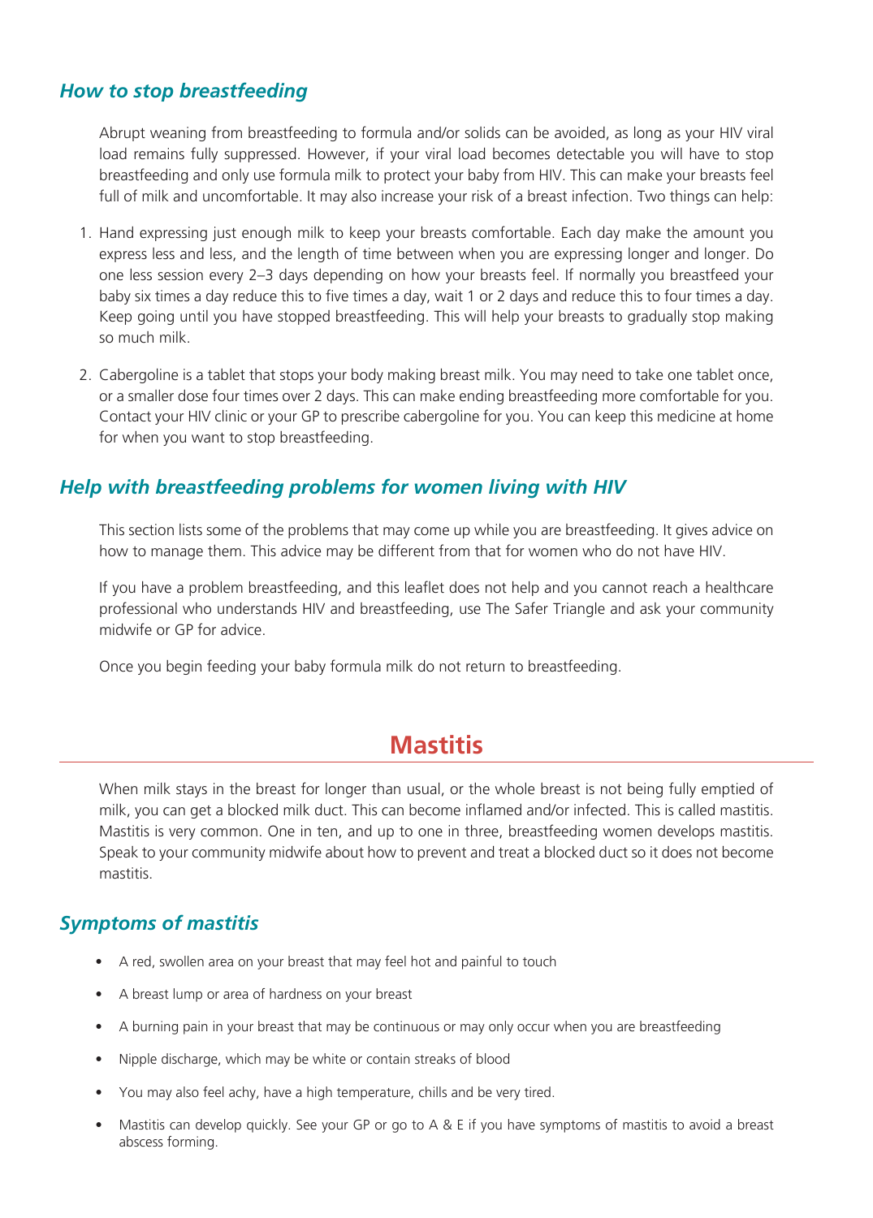### *How to stop breastfeeding*

Abrupt weaning from breastfeeding to formula and/or solids can be avoided, as long as your HIV viral load remains fully suppressed. However, if your viral load becomes detectable you will have to stop breastfeeding and only use formula milk to protect your baby from HIV. This can make your breasts feel full of milk and uncomfortable. It may also increase your risk of a breast infection. Two things can help:

1. Hand expressing just enough milk to keep your breasts comfortable. Each day make the amount you express less and less, and the length of time between when you are expressing longer and longer. Do one less session every 2–3 days depending on how your breasts feel. If normally you breastfeed your baby six times a day reduce this to five times a day, wait 1 or 2 days and reduce this to four times a day. Keep going until you have stopped breastfeeding. This will help your breasts to gradually stop making so much milk.

2. Cabergoline is a tablet that stops your body making breast milk. You may need to take one tablet once, or a smaller dose four times over 2 days. This can make ending breastfeeding more comfortable for you. Contact your HIV clinic or your GP to prescribe cabergoline for you. You can keep this medicine at home for when you want to stop breastfeeding.

### *Help with breastfeeding problems for women living with HIV*

This section lists some of the problems that may come up while you are breastfeeding. It gives advice on how to manage them. This advice may be different from that for women who do not have HIV.

If you have a problem breastfeeding, and this leaflet does not help and you cannot reach a healthcare professional who understands HIV and breastfeeding, use The Safer Triangle and ask your community midwife or GP for advice.

Once you begin feeding your baby formula milk do not return to breastfeeding.

## Mastitis

When milk stays in the breast for longer than usual, or the whole breast is not being fully emptied of milk, you can get a blocked milk duct. This can become inflamed and/or infected. This is called mastitis. Mastitis is very common. One in ten, and up to one in three, breastfeeding women develops mastitis. Speak to your community midwife about how to prevent and treat a blocked duct so it does not become mastitis.

### *Symptoms of mastitis*

- A red, swollen area on your breast that may feel hot and painful to touch
- A breast lump or area of hardness on your breast
- A burning pain in your breast that may be continuous or may only occur when you are breastfeeding
- Nipple discharge, which may be white or contain streaks of blood
- You may also feel achy, have a high temperature, chills and be very tired.
- Mastitis can develop quickly. See your GP or go to A & E if you have symptoms of mastitis to avoid a breast abscess forming.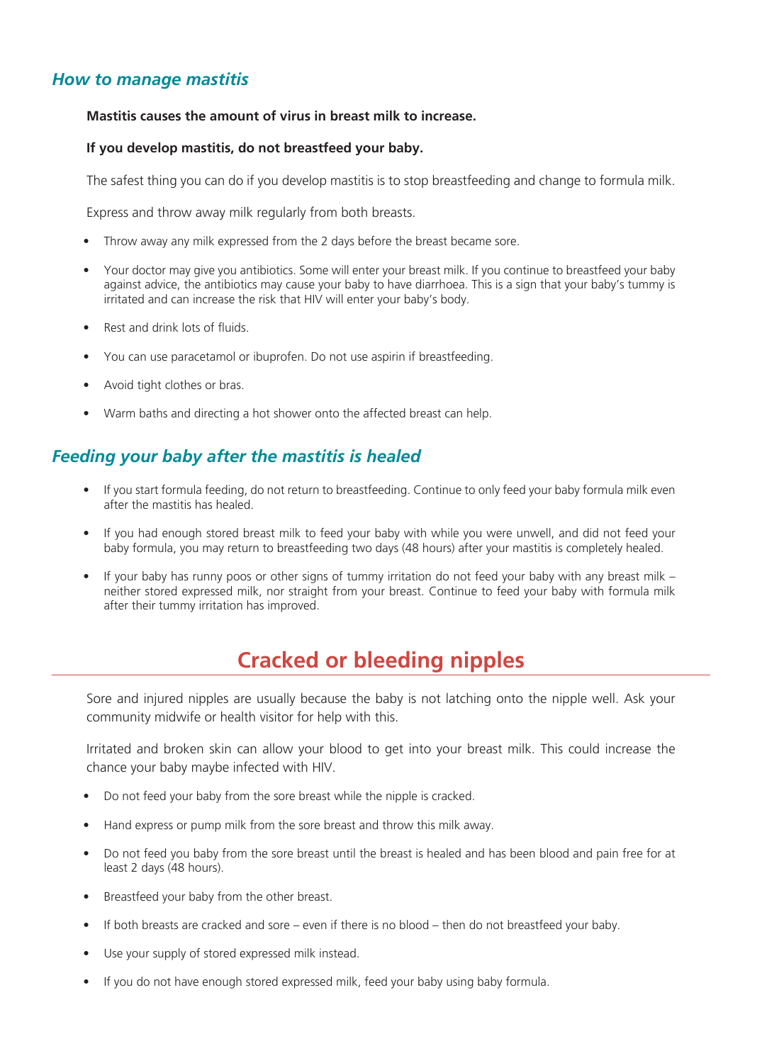### *How to manage mastitis*

**Mastitis causes the amount of virus in breast milk to increase.**

**If you develop mastitis, do not breastfeed your baby.**

The safest thing you can do if you develop mastitis is to stop breastfeeding and change to formula milk.

Express and throw away milk regularly from both breasts.

- Throw away any milk expressed from the 2 days before the breast became sore.
- Your doctor may give you antibiotics. Some will enter your breast milk. If you continue to breastfeed your baby against advice, the antibiotics may cause your baby to have diarrhoea. This is a sign that your baby's tummy is irritated and can increase the risk that HIV will enter your baby's body.
- Rest and drink lots of fluids.
- You can use paracetamol or ibuprofen. Do not use aspirin if breastfeeding.
- Avoid tight clothes or bras.
- Warm baths and directing a hot shower onto the affected breast can help.

### *Feeding your baby after the mastitis is healed*

- If you start formula feeding, do not return to breastfeeding. Continue to only feed your baby formula milk even after the mastitis has healed.
- If you had enough stored breast milk to feed your baby with while you were unwell, and did not feed your baby formula, you may return to breastfeeding two days (48 hours) after your mastitis is completely healed.
- If your baby has runny poos or other signs of tummy irritation do not feed your baby with any breast milk – neither stored expressed milk, nor straight from your breast. Continue to feed your baby with formula milk after their tummy irritation has improved.

## Cracked or bleeding nipples

Sore and injured nipples are usually because the baby is not latching onto the nipple well. Ask your community midwife or health visitor for help with this.

Irritated and broken skin can allow your blood to get into your breast milk. This could increase the chance your baby maybe infected with HIV.

- Do not feed your baby from the sore breast while the nipple is cracked.
- Hand express or pump milk from the sore breast and throw this milk away.
- Do not feed you baby from the sore breast until the breast is healed and has been blood and pain free for at least 2 days (48 hours).
- Breastfeed your baby from the other breast.
- If both breasts are cracked and sore – even if there is no blood – then do not breastfeed your baby.
- Use your supply of stored expressed milk instead.
- If you do not have enough stored expressed milk, feed your baby using baby formula.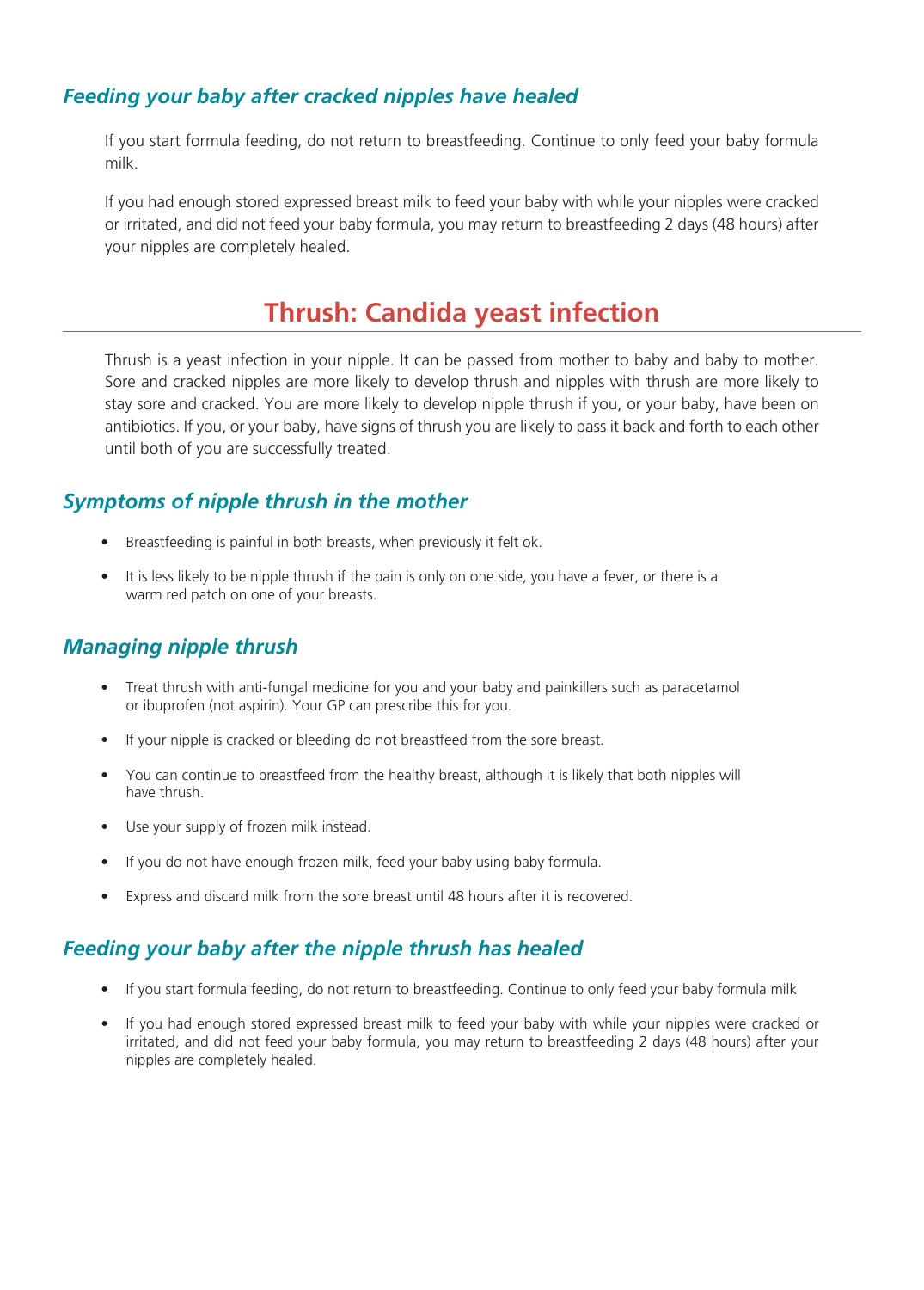### *Feeding your baby after cracked nipples have healed*

If you start formula feeding, do not return to breastfeeding. Continue to only feed your baby formula milk.

If you had enough stored expressed breast milk to feed your baby with while your nipples were cracked or irritated, and did not feed your baby formula, you may return to breastfeeding 2 days (48 hours) after your nipples are completely healed.

## Thrush: Candida yeast infection

Thrush is a yeast infection in your nipple. It can be passed from mother to baby and baby to mother. Sore and cracked nipples are more likely to develop thrush and nipples with thrush are more likely to stay sore and cracked. You are more likely to develop nipple thrush if you, or your baby, have been on antibiotics. If you, or your baby, have signs of thrush you are likely to pass it back and forth to each other until both of you are successfully treated.

### *Symptoms of nipple thrush in the mother*

- Breastfeeding is painful in both breasts, when previously it felt ok.
- It is less likely to be nipple thrush if the pain is only on one side, you have a fever, or there is a warm red patch on one of your breasts.

### *Managing nipple thrush*

- Treat thrush with anti-fungal medicine for you and your baby and painkillers such as paracetamol or ibuprofen (not aspirin). Your GP can prescribe this for you.
- If your nipple is cracked or bleeding do not breastfeed from the sore breast.
- You can continue to breastfeed from the healthy breast, although it is likely that both nipples will have thrush.
- Use your supply of frozen milk instead.
- If you do not have enough frozen milk, feed your baby using baby formula.
- Express and discard milk from the sore breast until 48 hours after it is recovered.

### *Feeding your baby after the nipple thrush has healed*

- If you start formula feeding, do not return to breastfeeding. Continue to only feed your baby formula milk
- If you had enough stored expressed breast milk to feed your baby with while your nipples were cracked or irritated, and did not feed your baby formula, you may return to breastfeeding 2 days (48 hours) after your nipples are completely healed.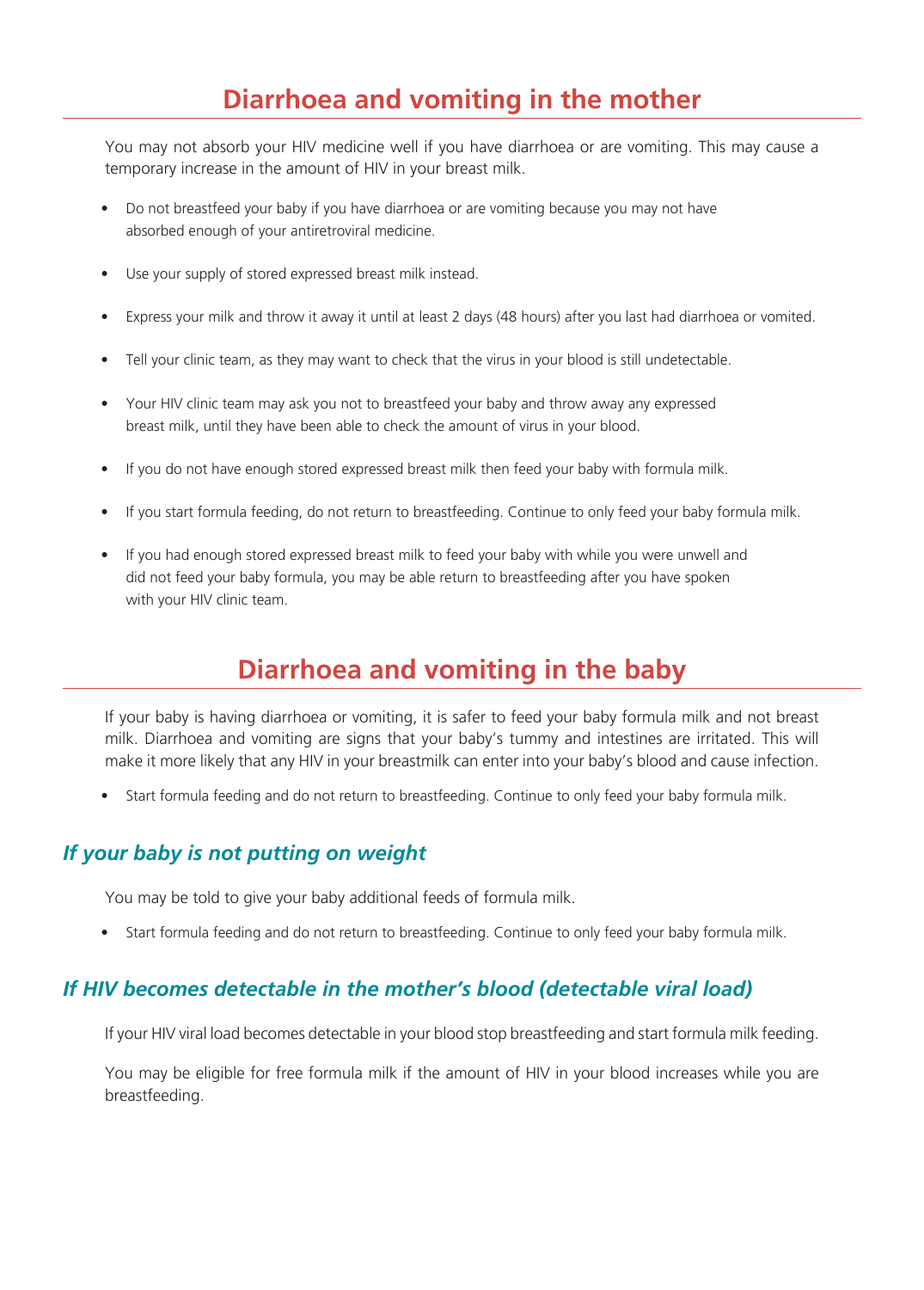## Diarrhoea and vomiting in the mother

You may not absorb your HIV medicine well if you have diarrhoea or are vomiting. This may cause a temporary increase in the amount of HIV in your breast milk.

- Do not breastfeed your baby if you have diarrhoea or are vomiting because you may not have absorbed enough of your antiretroviral medicine.
- Use your supply of stored expressed breast milk instead.
- Express your milk and throw it away it until at least 2 days (48 hours) after you last had diarrhoea or vomited.
- Tell your clinic team, as they may want to check that the virus in your blood is still undetectable.
- Your HIV clinic team may ask you not to breastfeed your baby and throw away any expressed breast milk, until they have been able to check the amount of virus in your blood.
- If you do not have enough stored expressed breast milk then feed your baby with formula milk.
- If you start formula feeding, do not return to breastfeeding. Continue to only feed your baby formula milk.
- If you had enough stored expressed breast milk to feed your baby with while you were unwell and did not feed your baby formula, you may be able return to breastfeeding after you have spoken with your HIV clinic team.

## Diarrhoea and vomiting in the baby

If your baby is having diarrhoea or vomiting, it is safer to feed your baby formula milk and not breast milk. Diarrhoea and vomiting are signs that your baby's tummy and intestines are irritated. This will make it more likely that any HIV in your breastmilk can enter into your baby's blood and cause infection.

- Start formula feeding and do not return to breastfeeding. Continue to only feed your baby formula milk.

### *If your baby is not putting on weight*

You may be told to give your baby additional feeds of formula milk.

- Start formula feeding and do not return to breastfeeding. Continue to only feed your baby formula milk.

### *If HIV becomes detectable in the mother's blood (detectable viral load)*

If your HIV viral load becomes detectable in your blood stop breastfeeding and start formula milk feeding.

You may be eligible for free formula milk if the amount of HIV in your blood increases while you are breastfeeding.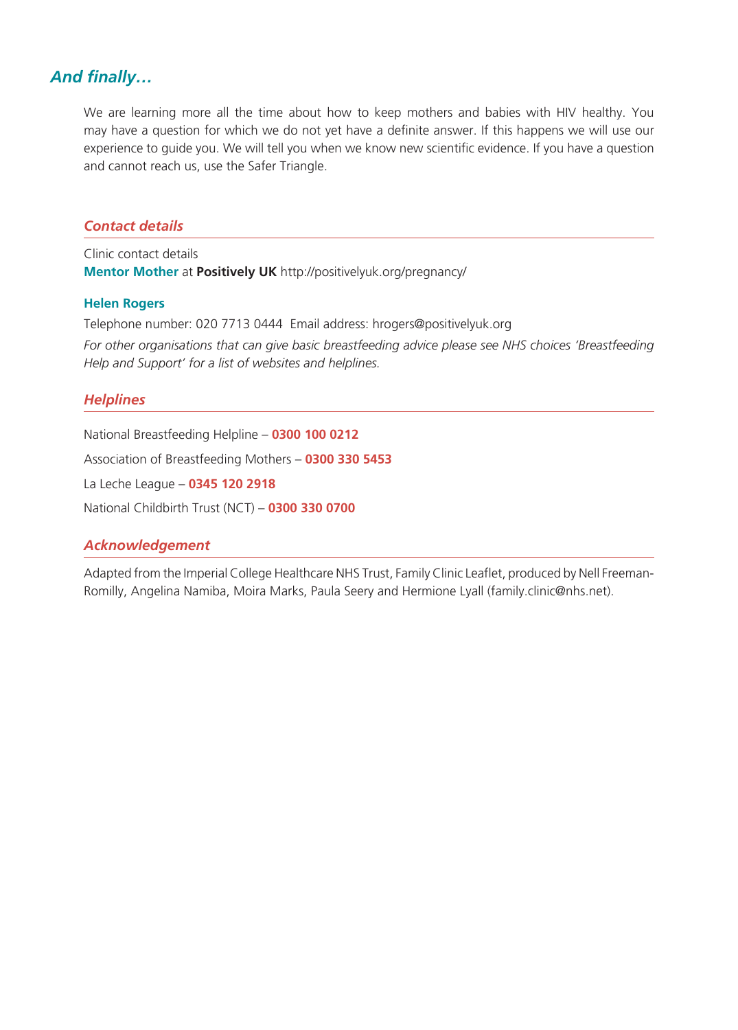## *And finally…*

We are learning more all the time about how to keep mothers and babies with HIV healthy. You may have a question for which we do not yet have a definite answer. If this happens we will use our experience to guide you. We will tell you when we know new scientific evidence. If you have a question and cannot reach us, use the Safer Triangle.

### *Contact details*

Clinic contact details
**Mentor Mother** at **Positively UK** http://positivelyuk.org/pregnancy/

**Helen Rogers**

Telephone number: 020 7713 0444  Email address: hrogers@positivelyuk.org

*For other organisations that can give basic breastfeeding advice please see NHS choices 'Breastfeeding Help and Support' for a list of websites and helplines.*

### *Helplines*

National Breastfeeding Helpline – **0300 100 0212**

Association of Breastfeeding Mothers – **0300 330 5453**

La Leche League – **0345 120 2918**

National Childbirth Trust (NCT) – **0300 330 0700**

### *Acknowledgement*

Adapted from the Imperial College Healthcare NHS Trust, Family Clinic Leaflet, produced by Nell Freeman-Romilly, Angelina Namiba, Moira Marks, Paula Seery and Hermione Lyall (family.clinic@nhs.net).